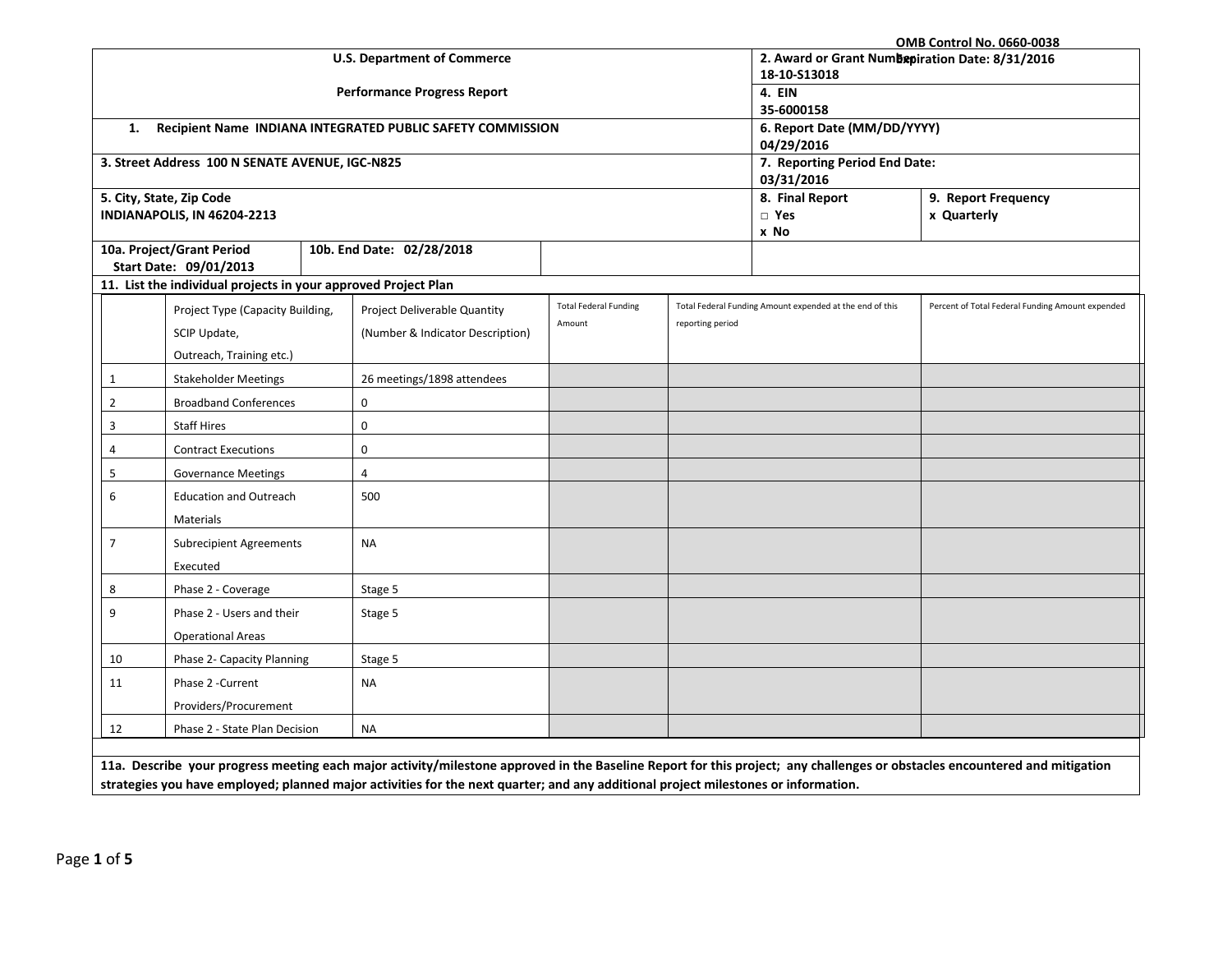OMB Control No. 0660-0038

Expiration Date: 8/31/2016

| U.S. Department of Commerce<br><br>Performance Progress Report | 2. Award or Grant Number<br>18-10-S13018 | |
|---|---|---|
| | 4. EIN<br>35-6000158 | |
| 1. Recipient Name INDIANA INTEGRATED PUBLIC SAFETY COMMISSION | 6. Report Date (MM/DD/YYYY)<br>04/29/2016 | |
| 3. Street Address 100 N SENATE AVENUE, IGC-N825 | 7. Reporting Period End Date:<br>03/31/2016 | |
| 5. City, State, Zip Code<br>INDIANAPOLIS, IN 46204-2213 | 8. Final Report<br>□ Yes<br>x No | 9. Report Frequency<br>x Quarterly |
| 10a. Project/Grant Period Start Date: 09/01/2013 / 10b. End Date: 02/28/2018 | | |

**11. List the individual projects in your approved Project Plan**

| | Project Type (Capacity Building, SCIP Update, Outreach, Training etc.) | Project Deliverable Quantity (Number & Indicator Description) | Total Federal Funding Amount | Total Federal Funding Amount expended at the end of this reporting period | Percent of Total Federal Funding Amount expended |
|---|---|---|---|---|---|
| 1 | Stakeholder Meetings | 26 meetings/1898 attendees | | | |
| 2 | Broadband Conferences | 0 | | | |
| 3 | Staff Hires | 0 | | | |
| 4 | Contract Executions | 0 | | | |
| 5 | Governance Meetings | 4 | | | |
| 6 | Education and Outreach Materials | 500 | | | |
| 7 | Subrecipient Agreements Executed | NA | | | |
| 8 | Phase 2 - Coverage | Stage 5 | | | |
| 9 | Phase 2 - Users and their Operational Areas | Stage 5 | | | |
| 10 | Phase 2- Capacity Planning | Stage 5 | | | |
| 11 | Phase 2 -Current Providers/Procurement | NA | | | |
| 12 | Phase 2 - State Plan Decision | NA | | | |

**11a. Describe your progress meeting each major activity/milestone approved in the Baseline Report for this project; any challenges or obstacles encountered and mitigation strategies you have employed; planned major activities for the next quarter; and any additional project milestones or information.**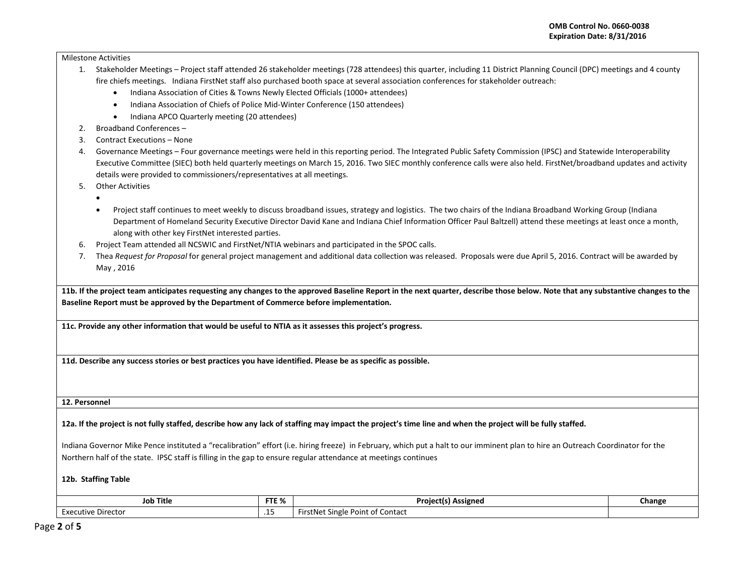Milestone Activities

1. Stakeholder Meetings – Project staff attended 26 stakeholder meetings (728 attendees) this quarter, including 11 District Planning Council (DPC) meetings and 4 county fire chiefs meetings. Indiana FirstNet staff also purchased booth space at several association conferences for stakeholder outreach:
   - Indiana Association of Cities & Towns Newly Elected Officials (1000+ attendees)
   - Indiana Association of Chiefs of Police Mid-Winter Conference (150 attendees)
   - Indiana APCO Quarterly meeting (20 attendees)
2. Broadband Conferences –
3. Contract Executions – None
4. Governance Meetings – Four governance meetings were held in this reporting period. The Integrated Public Safety Commission (IPSC) and Statewide Interoperability Executive Committee (SIEC) both held quarterly meetings on March 15, 2016. Two SIEC monthly conference calls were also held. FirstNet/broadband updates and activity details were provided to commissioners/representatives at all meetings.
5. Other Activities
   - 
   - Project staff continues to meet weekly to discuss broadband issues, strategy and logistics. The two chairs of the Indiana Broadband Working Group (Indiana Department of Homeland Security Executive Director David Kane and Indiana Chief Information Officer Paul Baltzell) attend these meetings at least once a month, along with other key FirstNet interested parties.
6. Project Team attended all NCSWIC and FirstNet/NTIA webinars and participated in the SPOC calls.
7. Thea *Request for Proposal* for general project management and additional data collection was released. Proposals were due April 5, 2016. Contract will be awarded by May , 2016

**11b. If the project team anticipates requesting any changes to the approved Baseline Report in the next quarter, describe those below. Note that any substantive changes to the Baseline Report must be approved by the Department of Commerce before implementation.**

**11c. Provide any other information that would be useful to NTIA as it assesses this project's progress.**

**11d. Describe any success stories or best practices you have identified. Please be as specific as possible.**

**12. Personnel**

**12a. If the project is not fully staffed, describe how any lack of staffing may impact the project's time line and when the project will be fully staffed.**

Indiana Governor Mike Pence instituted a "recalibration" effort (i.e. hiring freeze) in February, which put a halt to our imminent plan to hire an Outreach Coordinator for the Northern half of the state. IPSC staff is filling in the gap to ensure regular attendance at meetings continues

**12b. Staffing Table**

| Job Title | FTE % | Project(s) Assigned | Change |
|---|---|---|---|
| Executive Director | .15 | FirstNet Single Point of Contact | |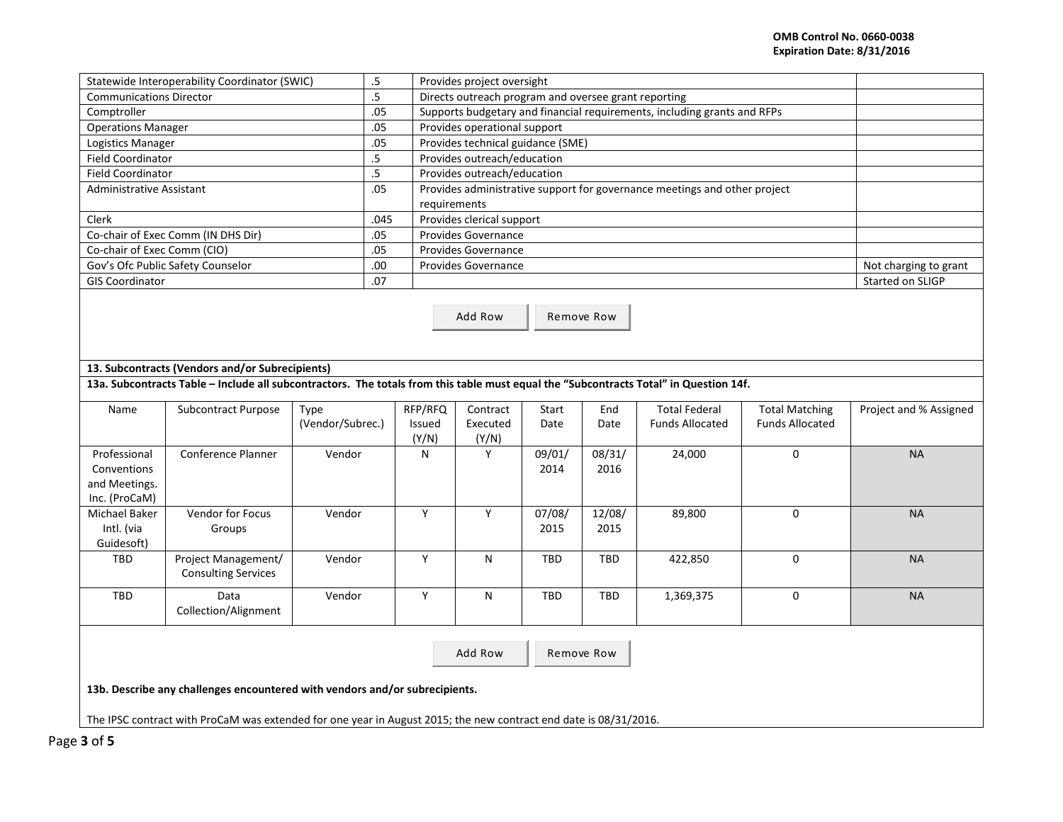| | | | |
|---|---|---|---|
| Statewide Interoperability Coordinator (SWIC) | .5 | Provides project oversight | |
| Communications Director | .5 | Directs outreach program and oversee grant reporting | |
| Comptroller | .05 | Supports budgetary and financial requirements, including grants and RFPs | |
| Operations Manager | .05 | Provides operational support | |
| Logistics Manager | .05 | Provides technical guidance (SME) | |
| Field Coordinator | .5 | Provides outreach/education | |
| Field Coordinator | .5 | Provides outreach/education | |
| Administrative Assistant | .05 | Provides administrative support for governance meetings and other project requirements | |
| Clerk | .045 | Provides clerical support | |
| Co-chair of Exec Comm (IN DHS Dir) | .05 | Provides Governance | |
| Co-chair of Exec Comm (CIO) | .05 | Provides Governance | |
| Gov's Ofc Public Safety Counselor | .00 | Provides Governance | Not charging to grant |
| GIS Coordinator | .07 | | Started on SLIGP |

Add Row | Remove Row

**13. Subcontracts (Vendors and/or Subrecipients)**

**13a. Subcontracts Table – Include all subcontractors. The totals from this table must equal the "Subcontracts Total" in Question 14f.**

| Name | Subcontract Purpose | Type (Vendor/Subrec.) | RFP/RFQ Issued (Y/N) | Contract Executed (Y/N) | Start Date | End Date | Total Federal Funds Allocated | Total Matching Funds Allocated | Project and % Assigned |
|---|---|---|---|---|---|---|---|---|---|
| Professional Conventions and Meetings. Inc. (ProCaM) | Conference Planner | Vendor | N | Y | 09/01/2014 | 08/31/2016 | 24,000 | 0 | NA |
| Michael Baker Intl. (via Guidesoft) | Vendor for Focus Groups | Vendor | Y | Y | 07/08/2015 | 12/08/2015 | 89,800 | 0 | NA |
| TBD | Project Management/ Consulting Services | Vendor | Y | N | TBD | TBD | 422,850 | 0 | NA |
| TBD | Data Collection/Alignment | Vendor | Y | N | TBD | TBD | 1,369,375 | 0 | NA |

Add Row | Remove Row

**13b. Describe any challenges encountered with vendors and/or subrecipients.**

The IPSC contract with ProCaM was extended for one year in August 2015; the new contract end date is 08/31/2016.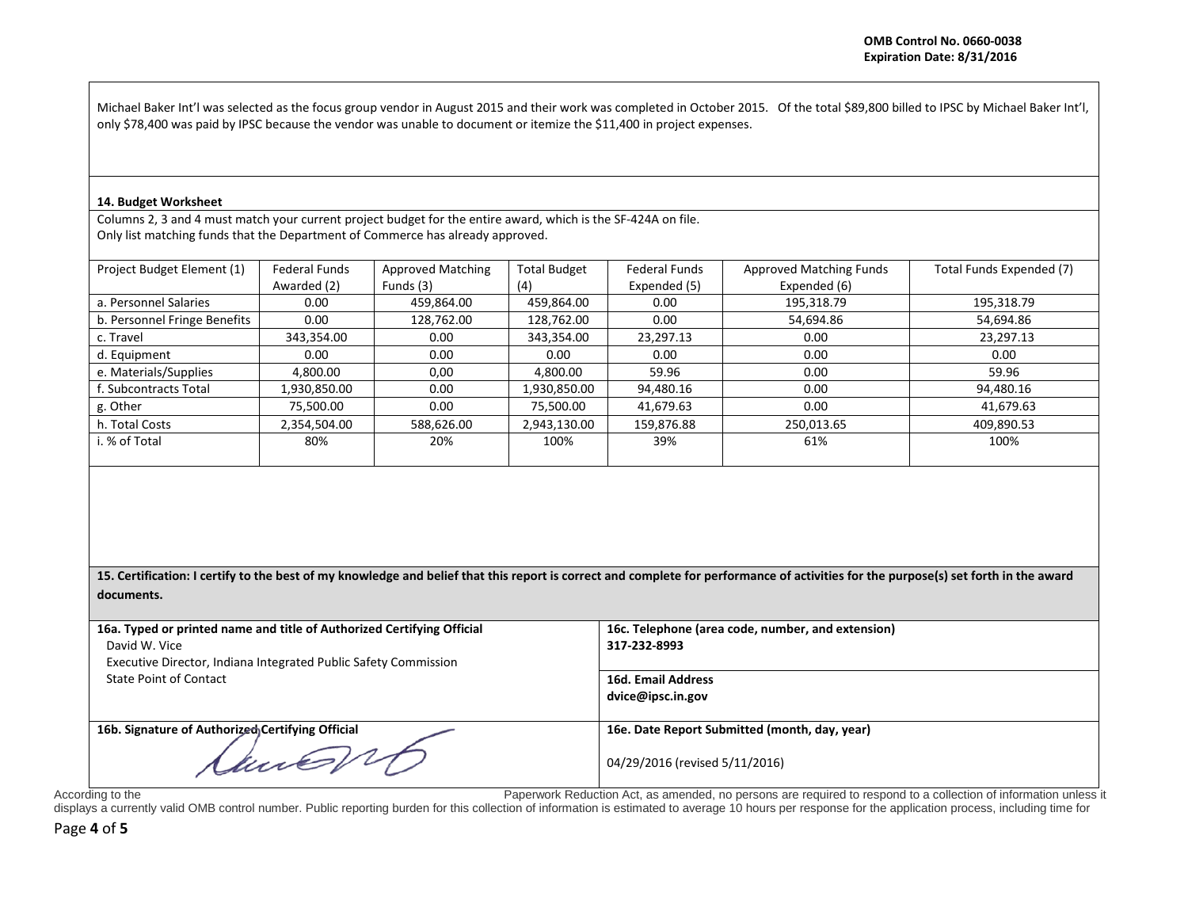Michael Baker Int'l was selected as the focus group vendor in August 2015 and their work was completed in October 2015. Of the total $89,800 billed to IPSC by Michael Baker Int'l, only $78,400 was paid by IPSC because the vendor was unable to document or itemize the $11,400 in project expenses.

**14. Budget Worksheet**

Columns 2, 3 and 4 must match your current project budget for the entire award, which is the SF-424A on file.
Only list matching funds that the Department of Commerce has already approved.

| Project Budget Element (1) | Federal Funds Awarded (2) | Approved Matching Funds (3) | Total Budget (4) | Federal Funds Expended (5) | Approved Matching Funds Expended (6) | Total Funds Expended (7) |
|---|---|---|---|---|---|---|
| a. Personnel Salaries | 0.00 | 459,864.00 | 459,864.00 | 0.00 | 195,318.79 | 195,318.79 |
| b. Personnel Fringe Benefits | 0.00 | 128,762.00 | 128,762.00 | 0.00 | 54,694.86 | 54,694.86 |
| c. Travel | 343,354.00 | 0.00 | 343,354.00 | 23,297.13 | 0.00 | 23,297.13 |
| d. Equipment | 0.00 | 0.00 | 0.00 | 0.00 | 0.00 | 0.00 |
| e. Materials/Supplies | 4,800.00 | 0,00 | 4,800.00 | 59.96 | 0.00 | 59.96 |
| f. Subcontracts Total | 1,930,850.00 | 0.00 | 1,930,850.00 | 94,480.16 | 0.00 | 94,480.16 |
| g. Other | 75,500.00 | 0.00 | 75,500.00 | 41,679.63 | 0.00 | 41,679.63 |
| h. Total Costs | 2,354,504.00 | 588,626.00 | 2,943,130.00 | 159,876.88 | 250,013.65 | 409,890.53 |
| i. % of Total | 80% | 20% | 100% | 39% | 61% | 100% |

**15. Certification: I certify to the best of my knowledge and belief that this report is correct and complete for performance of activities for the purpose(s) set forth in the award documents.**

**16a. Typed or printed name and title of Authorized Certifying Official**
David W. Vice
Executive Director, Indiana Integrated Public Safety Commission
State Point of Contact

**16c. Telephone (area code, number, and extension)**
317-232-8993

**16d. Email Address**
dvice@ipsc.in.gov

**16b. Signature of Authorized Certifying Official**

**16e. Date Report Submitted (month, day, year)**
04/29/2016 (revised 5/11/2016)

According to the Paperwork Reduction Act, as amended, no persons are required to respond to a collection of information unless it displays a currently valid OMB control number. Public reporting burden for this collection of information is estimated to average 10 hours per response for the application process, including time for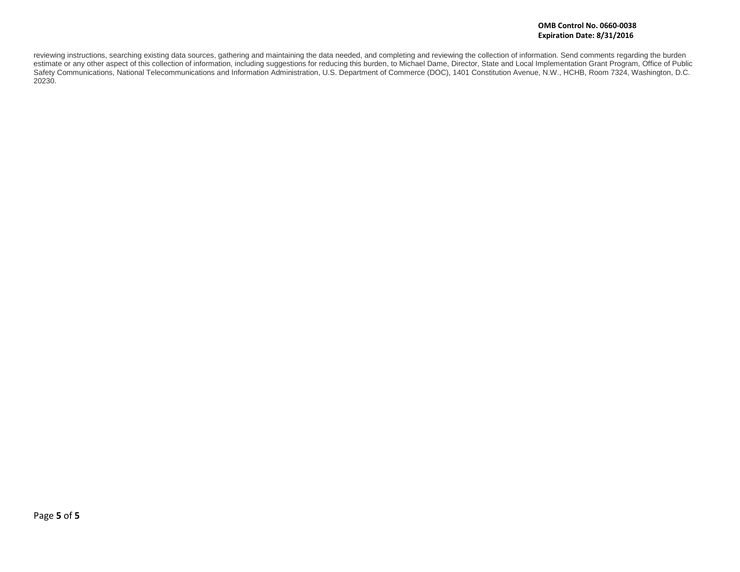reviewing instructions, searching existing data sources, gathering and maintaining the data needed, and completing and reviewing the collection of information. Send comments regarding the burden estimate or any other aspect of this collection of information, including suggestions for reducing this burden, to Michael Dame, Director, State and Local Implementation Grant Program, Office of Public Safety Communications, National Telecommunications and Information Administration, U.S. Department of Commerce (DOC), 1401 Constitution Avenue, N.W., HCHB, Room 7324, Washington, D.C. 20230.